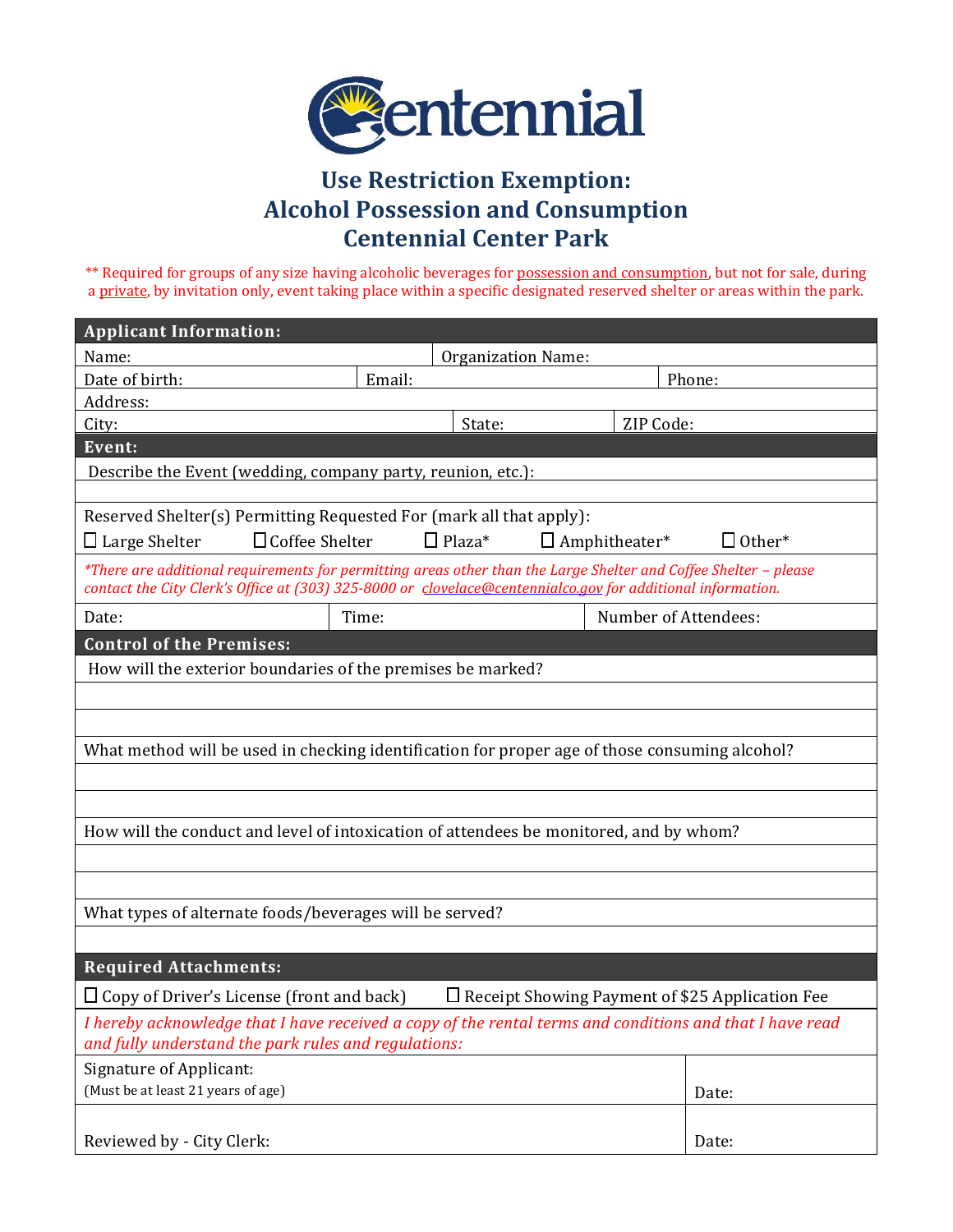# Centennial

## Use Restriction Exemption: Alcohol Possession and Consumption Centennial Center Park

** Required for groups of any size having alcoholic beverages for possession and consumption, but not for sale, during a private, by invitation only, event taking place within a specific designated reserved shelter or areas within the park.

**Applicant Information:**

| | | |
|---|---|---|
| Name: | Organization Name: | |
| Date of birth: | Email: | Phone: |
| Address: | | |
| City: | State: | ZIP Code: |

**Event:**

Describe the Event (wedding, company party, reunion, etc.):

Reserved Shelter(s) Permitting Requested For (mark all that apply):

☐ Large Shelter ☐ Coffee Shelter ☐ Plaza* ☐ Amphitheater* ☐ Other*

*\*There are additional requirements for permitting areas other than the Large Shelter and Coffee Shelter – please contact the City Clerk's Office at (303) 325-8000 or clovelace@centennialco.gov for additional information.*

| | | |
|---|---|---|
| Date: | Time: | Number of Attendees: |

**Control of the Premises:**

How will the exterior boundaries of the premises be marked?

What method will be used in checking identification for proper age of those consuming alcohol?

How will the conduct and level of intoxication of attendees be monitored, and by whom?

What types of alternate foods/beverages will be served?

**Required Attachments:**

☐ Copy of Driver's License (front and back) ☐ Receipt Showing Payment of $25 Application Fee

*I hereby acknowledge that I have received a copy of the rental terms and conditions and that I have read and fully understand the park rules and regulations:*

| | |
|---|---|
| Signature of Applicant: (Must be at least 21 years of age) | Date: |
| Reviewed by - City Clerk: | Date: |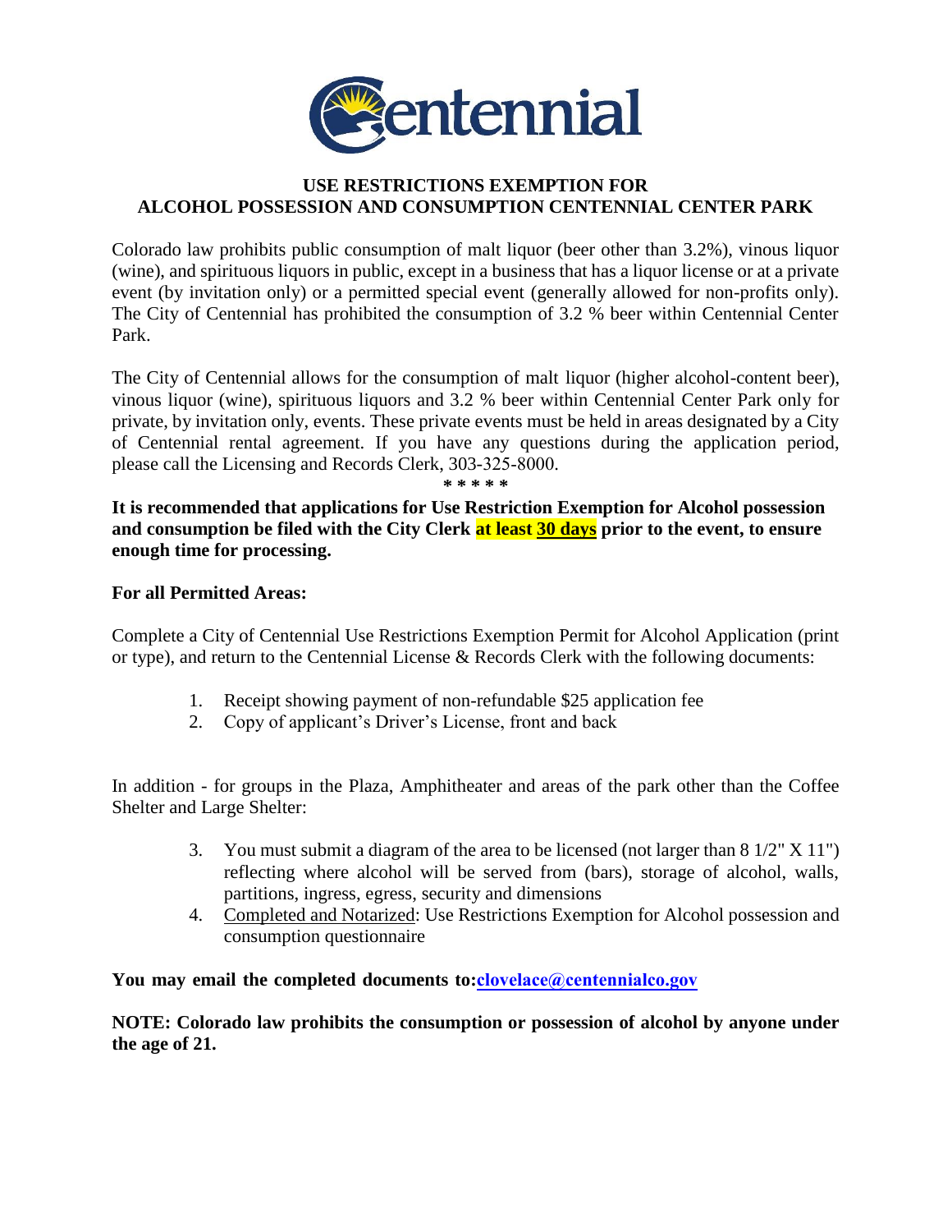# USE RESTRICTIONS EXEMPTION FOR ALCOHOL POSSESSION AND CONSUMPTION CENTENNIAL CENTER PARK

Colorado law prohibits public consumption of malt liquor (beer other than 3.2%), vinous liquor (wine), and spirituous liquors in public, except in a business that has a liquor license or at a private event (by invitation only) or a permitted special event (generally allowed for non-profits only). The City of Centennial has prohibited the consumption of 3.2 % beer within Centennial Center Park.

The City of Centennial allows for the consumption of malt liquor (higher alcohol-content beer), vinous liquor (wine), spirituous liquors and 3.2 % beer within Centennial Center Park only for private, by invitation only, events. These private events must be held in areas designated by a City of Centennial rental agreement. If you have any questions during the application period, please call the Licensing and Records Clerk, 303-325-8000.

\* \* \* \* \*

**It is recommended that applications for Use Restriction Exemption for Alcohol possession and consumption be filed with the City Clerk at least 30 days prior to the event, to ensure enough time for processing.**

**For all Permitted Areas:**

Complete a City of Centennial Use Restrictions Exemption Permit for Alcohol Application (print or type), and return to the Centennial License & Records Clerk with the following documents:

1. Receipt showing payment of non-refundable $25 application fee
2. Copy of applicant's Driver's License, front and back

In addition - for groups in the Plaza, Amphitheater and areas of the park other than the Coffee Shelter and Large Shelter:

3. You must submit a diagram of the area to be licensed (not larger than 8 1/2" X 11") reflecting where alcohol will be served from (bars), storage of alcohol, walls, partitions, ingress, egress, security and dimensions
4. Completed and Notarized: Use Restrictions Exemption for Alcohol possession and consumption questionnaire

**You may email the completed documents to: clovelace@centennialco.gov**

**NOTE: Colorado law prohibits the consumption or possession of alcohol by anyone under the age of 21.**